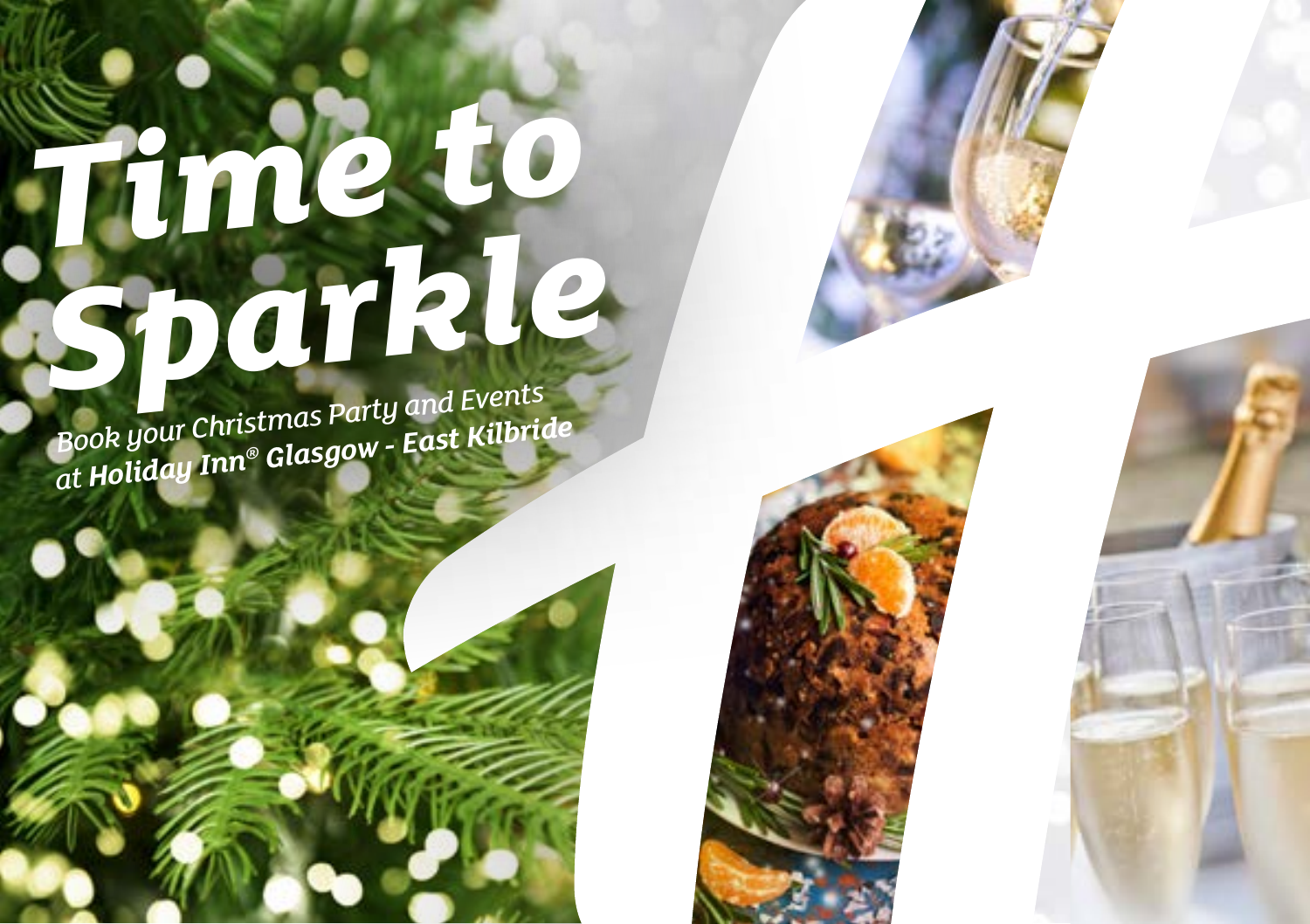# *Time to Sparkle*

*Book your Christmas Party and Events at **Holiday Inn® Glasgow - East Kilbride***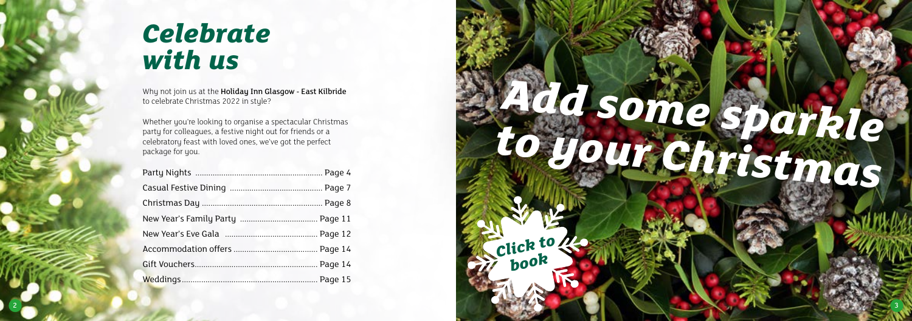# Celebrate with us

Why not join us at the **Holiday Inn Glasgow - East Kilbride** to celebrate Christmas 2022 in style?

Whether you're looking to organise a spectacular Christmas party for colleagues, a festive night out for friends or a celebratory feast with loved ones, we've got the perfect package for you.

| | |
|---|---|
| Party Nights | Page 4 |
| Casual Festive Dining | Page 7 |
| Christmas Day | Page 8 |
| New Year's Family Party | Page 11 |
| New Year's Eve Gala | Page 12 |
| Accommodation offers | Page 14 |
| Gift Vouchers | Page 14 |
| Weddings | Page 15 |

# Add some sparkle to your Christmas

Click to book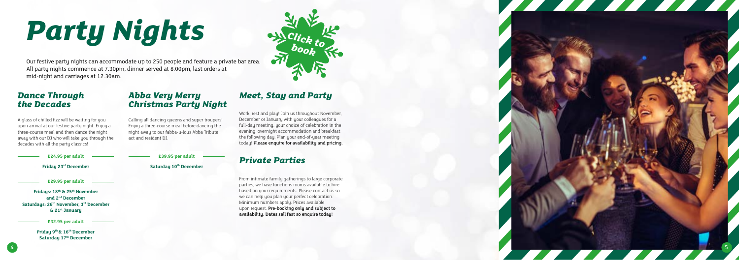# Party Nights

Click to book

Our festive party nights can accommodate up to 250 people and feature a private bar area. All party nights commence at 7.30pm, dinner served at 8.00pm, last orders at mid-night and carriages at 12.30am.

## Dance Through the Decades

A glass of chilled fizz will be waiting for you upon arrival at our festive party night. Enjoy a three-course meal and then dance the night away with our DJ who will take you through the decades with all the party classics!

**£24.95 per adult**

**Friday 23rd December**

**£29.95 per adult**

**Fridays: 18th & 25th November and 2nd December**
**Saturdays: 26th November, 3rd December & 21st January**

**£32.95 per adult**

**Friday 9th & 16th December**
**Saturday 17th December**

## Abba Very Merry Christmas Party Night

Calling all dancing queens and super troupers! Enjoy a three-course meal before dancing the night away to our fabba-u-lous Abba Tribute act and resident DJ.

**£39.95 per adult**

**Saturday 10th December**

## Meet, Stay and Party

Work, rest and play! Join us throughout November, December or January with your colleagues for a full-day meeting, your choice of celebration in the evening, overnight accommodation and breakfast the following day. Plan your end-of-year meeting today! **Please enquire for availability and pricing.**

## Private Parties

From intimate family gatherings to large corporate parties, we have functions rooms available to hire based on your requirements. Please contact us so we can help you plan your perfect celebration. Minimum numbers apply. Prices available upon request. **Pre-booking only and subject to availability. Dates sell fast so enquire today!**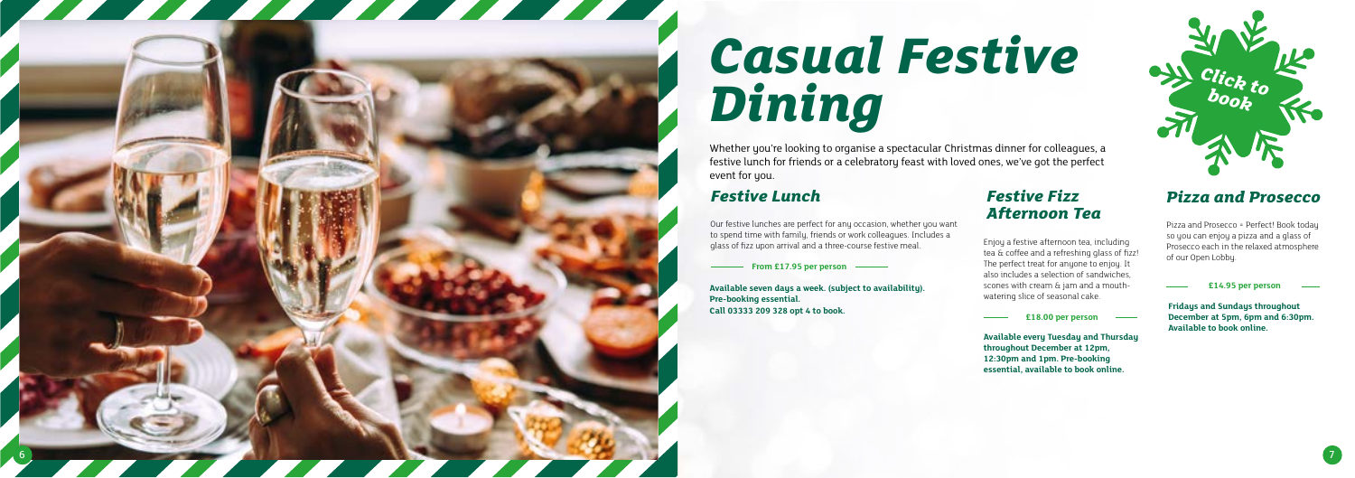# Casual Festive Dining

Whether you're looking to organise a spectacular Christmas dinner for colleagues, a festive lunch for friends or a celebratory feast with loved ones, we've got the perfect event for you.

Click to book

## Festive Lunch

Our festive lunches are perfect for any occasion, whether you want to spend time with family, friends or work colleagues. Includes a glass of fizz upon arrival and a three-course festive meal.

**From £17.95 per person**

**Available seven days a week. (subject to availability). Pre-booking essential. Call 03333 209 328 opt 4 to book.**

## Festive Fizz Afternoon Tea

Enjoy a festive afternoon tea, including tea & coffee and a refreshing glass of fizz! The perfect treat for anyone to enjoy. It also includes a selection of sandwiches, scones with cream & jam and a mouth-watering slice of seasonal cake.

**£18.00 per person**

**Available every Tuesday and Thursday throughout December at 12pm, 12:30pm and 1pm. Pre-booking essential, available to book online.**

## Pizza and Prosecco

Pizza and Prosecco = Perfect! Book today so you can enjoy a pizza and a glass of Prosecco each in the relaxed atmosphere of our Open Lobby.

**£14.95 per person**

**Fridays and Sundays throughout December at 5pm, 6pm and 6:30pm. Available to book online.**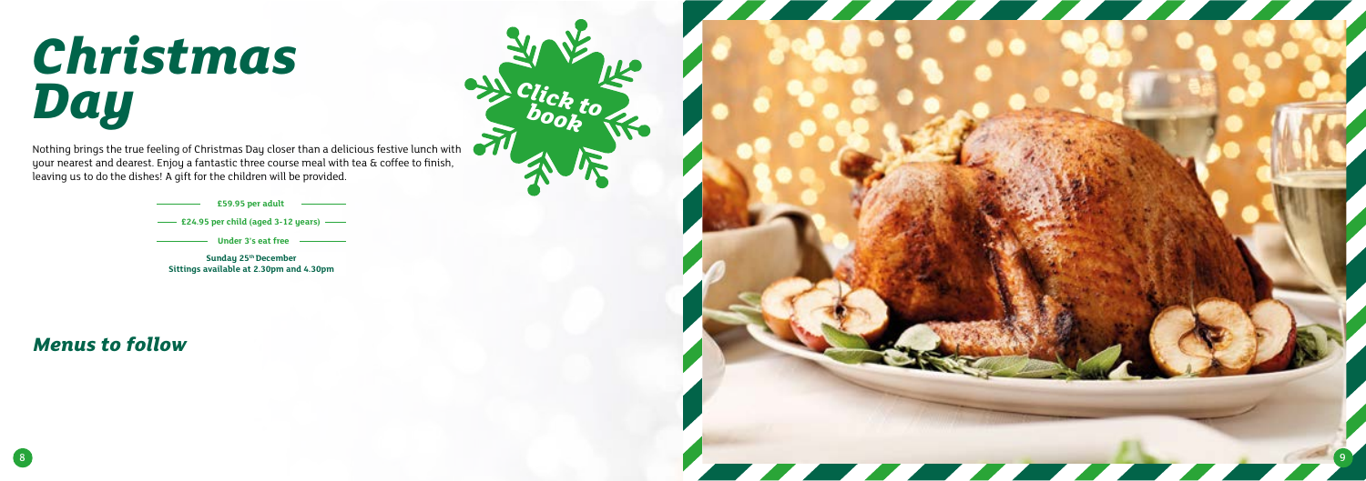# Christmas Day

Click to book

Nothing brings the true feeling of Christmas Day closer than a delicious festive lunch with your nearest and dearest. Enjoy a fantastic three course meal with tea & coffee to finish, leaving us to do the dishes! A gift for the children will be provided.

**£59.95 per adult**

**£24.95 per child (aged 3-12 years)**

**Under 3's eat free**

**Sunday 25th December**
**Sittings available at 2.30pm and 4.30pm**

## *Menus to follow*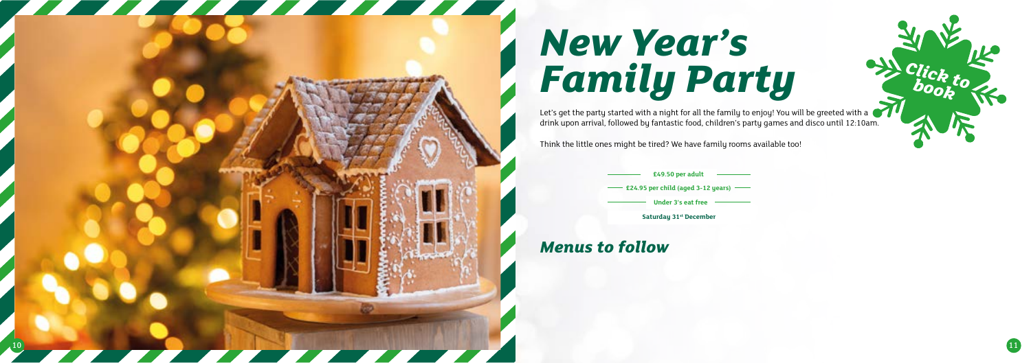# New Year's Family Party

Click to book

Let's get the party started with a night for all the family to enjoy! You will be greeted with a drink upon arrival, followed by fantastic food, children's party games and disco until 12:10am.

Think the little ones might be tired? We have family rooms available too!

**£49.50 per adult**

**£24.95 per child (aged 3-12 years)**

**Under 3's eat free**

**Saturday 31st December**

## *Menus to follow*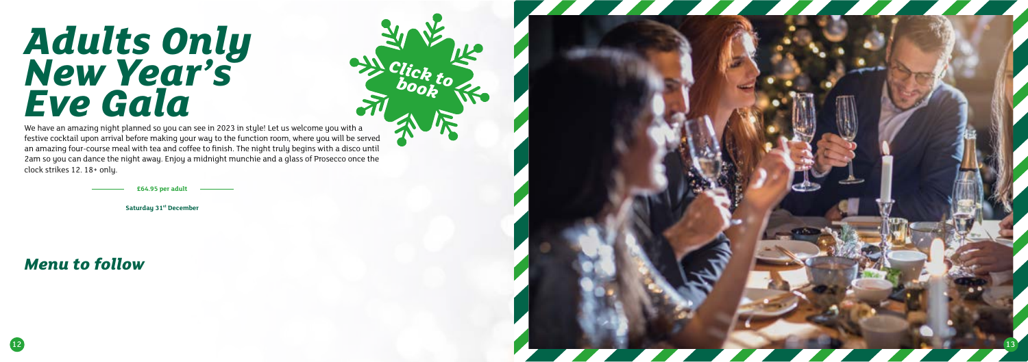# Adults Only New Year's Eve Gala

Click to book

We have an amazing night planned so you can see in 2023 in style! Let us welcome you with a festive cocktail upon arrival before making your way to the function room, where you will be served an amazing four-course meal with tea and coffee to finish. The night truly begins with a disco until 2am so you can dance the night away. Enjoy a midnight munchie and a glass of Prosecco once the clock strikes 12. 18+ only.

**£64.95 per adult**

**Saturday 31st December**

## *Menu to follow*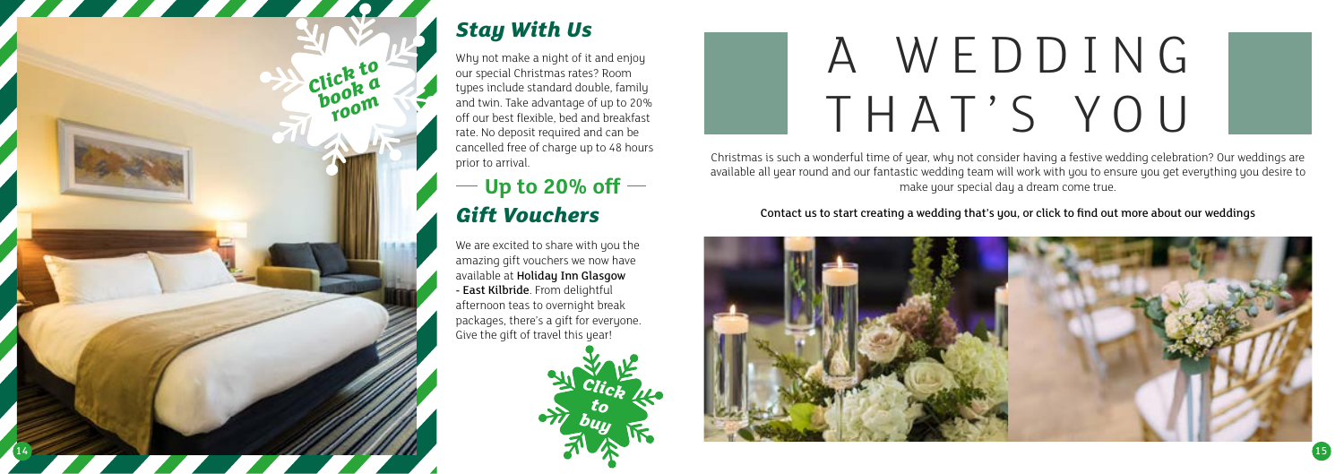Click to book a room

## Stay With Us

Why not make a night of it and enjoy our special Christmas rates? Room types include standard double, family and twin. Take advantage of up to 20% off our best flexible, bed and breakfast rate. No deposit required and can be cancelled free of charge up to 48 hours prior to arrival.

**— Up to 20% off —**

## Gift Vouchers

We are excited to share with you the amazing gift vouchers we now have available at **Holiday Inn Glasgow - East Kilbride**. From delightful afternoon teas to overnight break packages, there's a gift for everyone. Give the gift of travel this year!

Click to buy

# A WEDDING THAT'S YOU

Christmas is such a wonderful time of year, why not consider having a festive wedding celebration? Our weddings are available all year round and our fantastic wedding team will work with you to ensure you get everything you desire to make your special day a dream come true.

Contact us to start creating a wedding that's you, or click to find out more about our weddings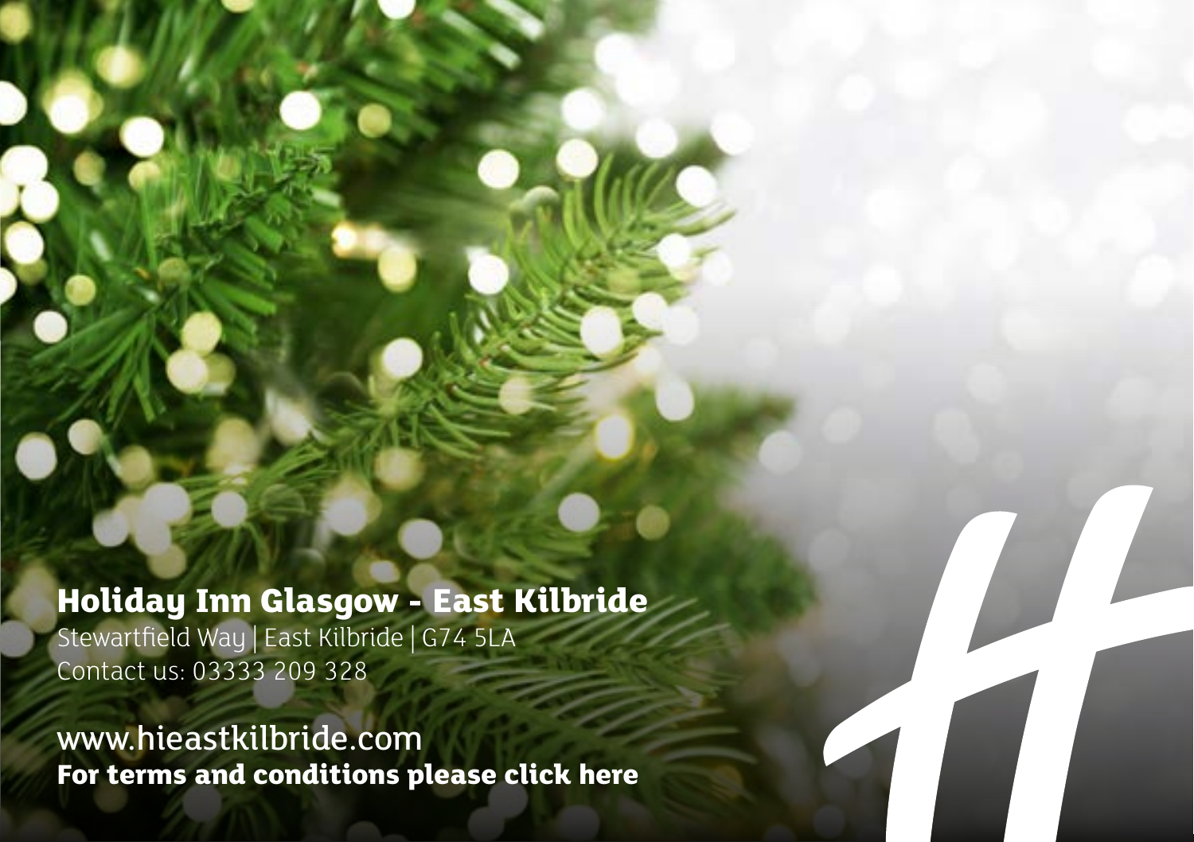**Holiday Inn Glasgow - East Kilbride**

Stewartfield Way | East Kilbride | G74 5LA

Contact us: 03333 209 328

www.hieastkilbride.com

**For terms and conditions please click here**